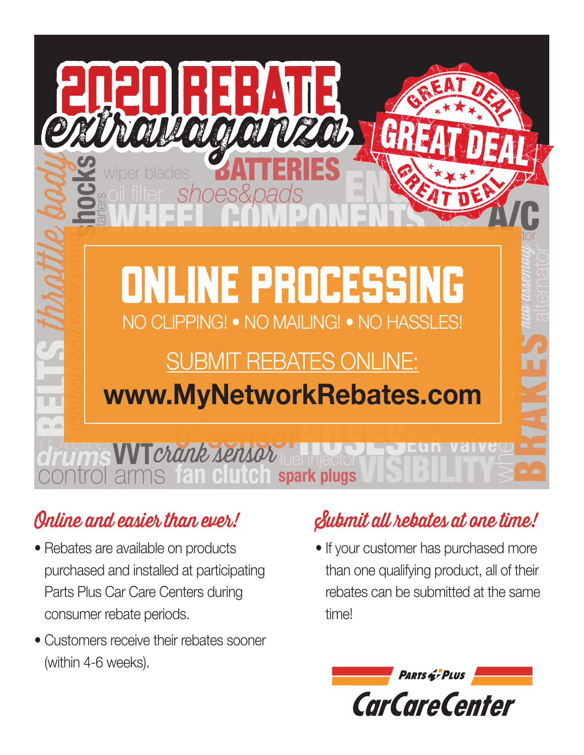# 2020 REBATE *extravaganza*

GREAT DEAL

## ONLINE PROCESSING

NO CLIPPING! • NO MAILING! • NO HASSLES!

SUBMIT REBATES ONLINE:

**www.MyNetworkRebates.com**

### *Online and easier than ever!*

- Rebates are available on products purchased and installed at participating Parts Plus Car Care Centers during consumer rebate periods.
- Customers receive their rebates sooner (within 4-6 weeks).

### *Submit all rebates at one time!*

- If your customer has purchased more than one qualifying product, all of their rebates can be submitted at the same time!

PARTS PLUS CarCareCenter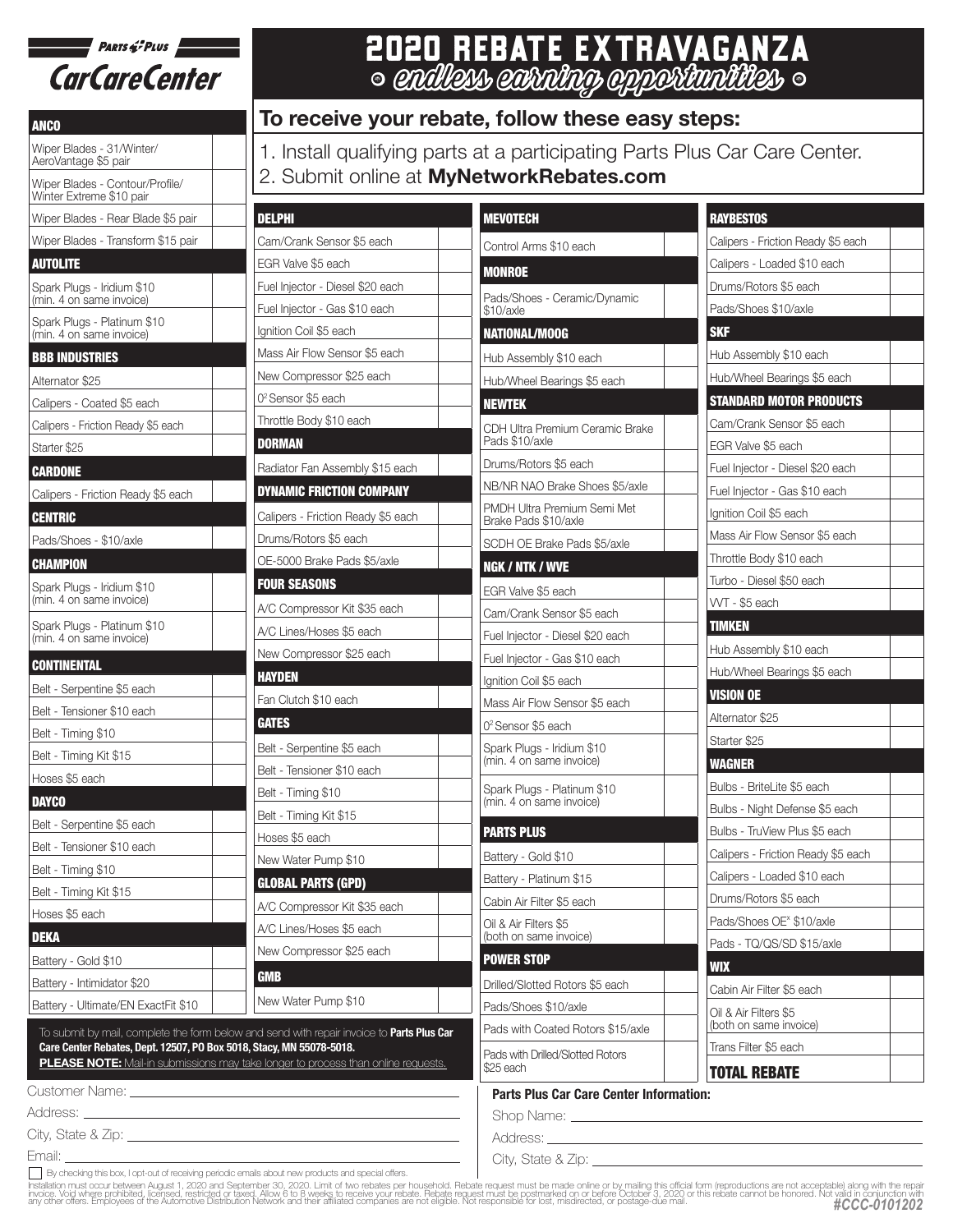Parts Plus Car Care Center

# 2020 REBATE EXTRAVAGANZA

*endless earning opportunities*

## To receive your rebate, follow these easy steps:

1. Install qualifying parts at a participating Parts Plus Car Care Center.
2. Submit online at **MyNetworkRebates.com**

| ANCO | |
|---|---|
| Wiper Blades - 31/Winter/AeroVantage $5 pair | |
| Wiper Blades - Contour/Profile/Winter Extreme $10 pair | |
| Wiper Blades - Rear Blade $5 pair | |
| Wiper Blades - Transform $15 pair | |
| **AUTOLITE** | |
| Spark Plugs - Iridium $10 (min. 4 on same invoice) | |
| Spark Plugs - Platinum $10 (min. 4 on same invoice) | |
| **BBB INDUSTRIES** | |
| Alternator $25 | |
| Calipers - Coated $5 each | |
| Calipers - Friction Ready $5 each | |
| Starter $25 | |
| **CARDONE** | |
| Calipers - Friction Ready $5 each | |
| **CENTRIC** | |
| Pads/Shoes - $10/axle | |
| **CHAMPION** | |
| Spark Plugs - Iridium $10 (min. 4 on same invoice) | |
| Spark Plugs - Platinum $10 (min. 4 on same invoice) | |
| **CONTINENTAL** | |
| Belt - Serpentine $5 each | |
| Belt - Tensioner $10 each | |
| Belt - Timing $10 | |
| Belt - Timing Kit $15 | |
| Hoses $5 each | |
| **DAYCO** | |
| Belt - Serpentine $5 each | |
| Belt - Tensioner $10 each | |
| Belt - Timing $10 | |
| Belt - Timing Kit $15 | |
| Hoses $5 each | |
| **DEKA** | |
| Battery - Gold $10 | |
| Battery - Intimidator $20 | |
| Battery - Ultimate/EN ExactFit $10 | |

| DELPHI | |
|---|---|
| Cam/Crank Sensor $5 each | |
| EGR Valve $5 each | |
| Fuel Injector - Diesel $20 each | |
| Fuel Injector - Gas $10 each | |
| Ignition Coil $5 each | |
| Mass Air Flow Sensor $5 each | |
| New Compressor $25 each | |
| $O^2$ Sensor $5 each | |
| Throttle Body $10 each | |
| **DORMAN** | |
| Radiator Fan Assembly $15 each | |
| **DYNAMIC FRICTION COMPANY** | |
| Calipers - Friction Ready $5 each | |
| Drums/Rotors $5 each | |
| OE-5000 Brake Pads $5/axle | |
| **FOUR SEASONS** | |
| A/C Compressor Kit $35 each | |
| A/C Lines/Hoses $5 each | |
| New Compressor $25 each | |
| **HAYDEN** | |
| Fan Clutch $10 each | |
| **GATES** | |
| Belt - Serpentine $5 each | |
| Belt - Tensioner $10 each | |
| Belt - Timing $10 | |
| Belt - Timing Kit $15 | |
| Hoses $5 each | |
| New Water Pump $10 | |
| **GLOBAL PARTS (GPD)** | |
| A/C Compressor Kit $35 each | |
| A/C Lines/Hoses $5 each | |
| New Compressor $25 each | |
| **GMB** | |
| New Water Pump $10 | |

| MEVOTECH | |
|---|---|
| Control Arms $10 each | |
| **MONROE** | |
| Pads/Shoes - Ceramic/Dynamic $10/axle | |
| **NATIONAL/MOOG** | |
| Hub Assembly $10 each | |
| Hub/Wheel Bearings $5 each | |
| **NEWTEK** | |
| CDH Ultra Premium Ceramic Brake Pads $10/axle | |
| Drums/Rotors $5 each | |
| NB/NR NAO Brake Shoes $5/axle | |
| PMDH Ultra Premium Semi Met Brake Pads $10/axle | |
| SCDH OE Brake Pads $5/axle | |
| **NGK / NTK / WVE** | |
| EGR Valve $5 each | |
| Cam/Crank Sensor $5 each | |
| Fuel Injector - Diesel $20 each | |
| Fuel Injector - Gas $10 each | |
| Ignition Coil $5 each | |
| Mass Air Flow Sensor $5 each | |
| $O^2$ Sensor $5 each | |
| Spark Plugs - Iridium $10 (min. 4 on same invoice) | |
| Spark Plugs - Platinum $10 (min. 4 on same invoice) | |
| **PARTS PLUS** | |
| Battery - Gold $10 | |
| Battery - Platinum $15 | |
| Cabin Air Filter $5 each | |
| Oil & Air Filters $5 (both on same invoice) | |
| **POWER STOP** | |
| Drilled/Slotted Rotors $5 each | |
| Pads/Shoes $10/axle | |
| Pads with Coated Rotors $15/axle | |
| Pads with Drilled/Slotted Rotors $25 each | |

| RAYBESTOS | |
|---|---|
| Calipers - Friction Ready $5 each | |
| Calipers - Loaded $10 each | |
| Drums/Rotors $5 each | |
| Pads/Shoes $10/axle | |
| **SKF** | |
| Hub Assembly $10 each | |
| Hub/Wheel Bearings $5 each | |
| **STANDARD MOTOR PRODUCTS** | |
| Cam/Crank Sensor $5 each | |
| EGR Valve $5 each | |
| Fuel Injector - Diesel $20 each | |
| Fuel Injector - Gas $10 each | |
| Ignition Coil $5 each | |
| Mass Air Flow Sensor $5 each | |
| Throttle Body $10 each | |
| Turbo - Diesel $50 each | |
| VVT - $5 each | |
| **TIMKEN** | |
| Hub Assembly $10 each | |
| Hub/Wheel Bearings $5 each | |
| **VISION OE** | |
| Alternator $25 | |
| Starter $25 | |
| **WAGNER** | |
| Bulbs - BriteLite $5 each | |
| Bulbs - Night Defense $5 each | |
| Bulbs - TruView Plus $5 each | |
| Calipers - Friction Ready $5 each | |
| Calipers - Loaded $10 each | |
| Drums/Rotors $5 each | |
| Pads/Shoes OE[x] $10/axle | |
| Pads - TQ/QS/SD $15/axle | |
| **WIX** | |
| Cabin Air Filter $5 each | |
| Oil & Air Filters $5 (both on same invoice) | |
| Trans Filter $5 each | |
| **TOTAL REBATE** | |

To submit by mail, complete the form below and send with repair invoice to **Parts Plus Car Care Center Rebates, Dept. 12507, PO Box 5018, Stacy, MN 55078-5018.**
**PLEASE NOTE:** Mail-in submissions may take longer to process than online requests.

Customer Name: ____________________

Address: ____________________

City, State & Zip: ____________________

Email: ____________________

☐ By checking this box, I opt-out of receiving periodic emails about new products and special offers.

**Parts Plus Car Care Center Information:**

Shop Name: ____________________

Address: ____________________

City, State & Zip: ____________________

Installation must occur between August 1, 2020 and September 30, 2020. Limit of two rebates per household. Rebate request must be made online or by mailing this official form (reproductions are not acceptable) along with the repair invoice. Void where prohibited, licensed, restricted or taxed. Allow 6 to 8 weeks to receive your rebate. Rebate request must be postmarked on or before October 3, 2020 or this rebate cannot be honored. Not valid in conjunction with any other offers. Employees of the Automotive Distribution Network and their affiliated companies are not eligible. Not responsible for lost, misdirected, or postage-due mail.

**#CCC-0101202**